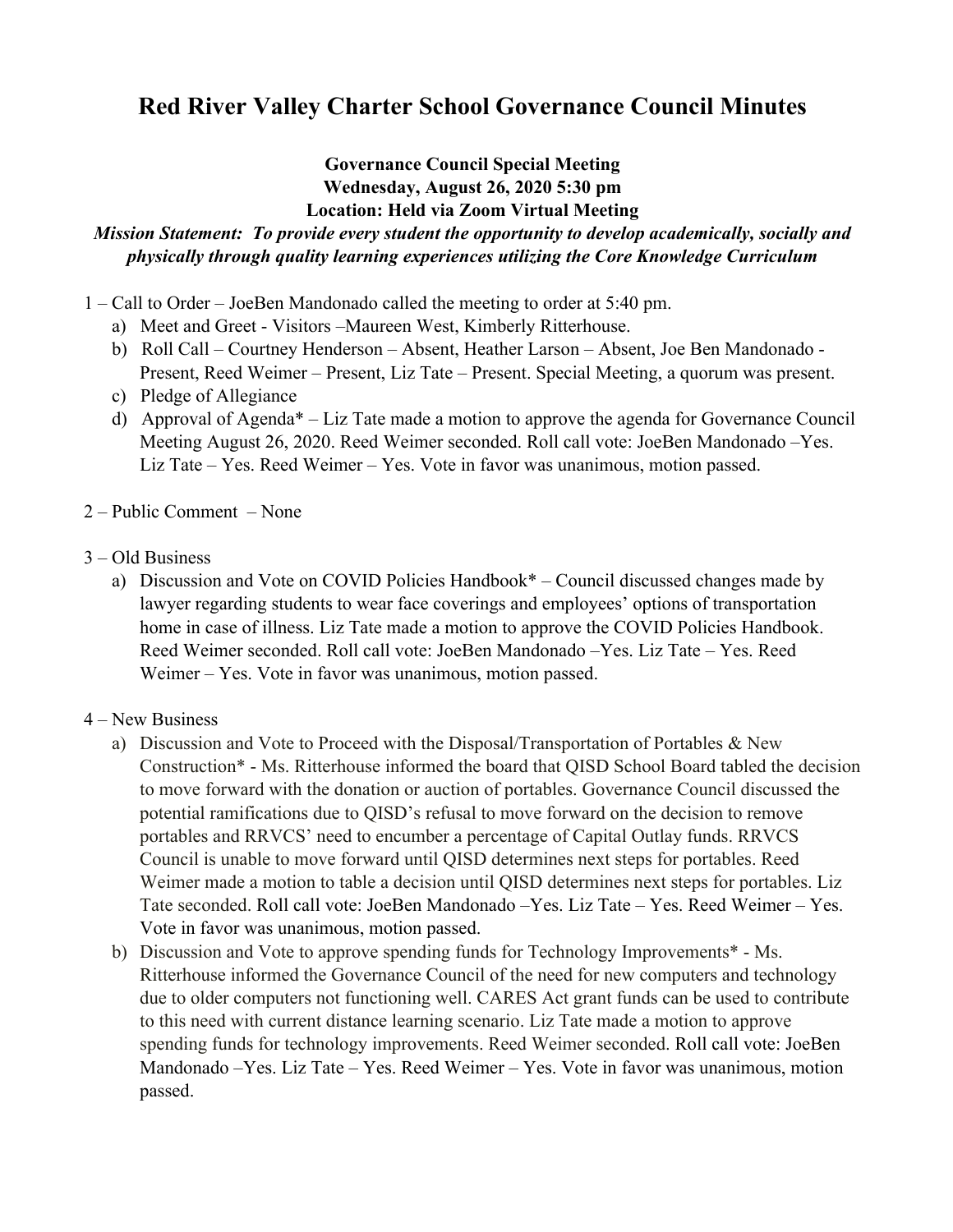# Red River Valley Charter School Governance Council Minutes

**Governance Council Special Meeting**
**Wednesday, August 26, 2020 5:30 pm**
**Location: Held via Zoom Virtual Meeting**

***Mission Statement: To provide every student the opportunity to develop academically, socially and physically through quality learning experiences utilizing the Core Knowledge Curriculum***

1 – Call to Order – JoeBen Mandonado called the meeting to order at 5:40 pm.

a) Meet and Greet - Visitors –Maureen West, Kimberly Ritterhouse.
b) Roll Call – Courtney Henderson – Absent, Heather Larson – Absent, Joe Ben Mandonado - Present, Reed Weimer – Present, Liz Tate – Present. Special Meeting, a quorum was present.
c) Pledge of Allegiance
d) Approval of Agenda* – Liz Tate made a motion to approve the agenda for Governance Council Meeting August 26, 2020. Reed Weimer seconded. Roll call vote: JoeBen Mandonado –Yes. Liz Tate – Yes. Reed Weimer – Yes. Vote in favor was unanimous, motion passed.

2 – Public Comment – None

3 – Old Business

a) Discussion and Vote on COVID Policies Handbook* – Council discussed changes made by lawyer regarding students to wear face coverings and employees' options of transportation home in case of illness. Liz Tate made a motion to approve the COVID Policies Handbook. Reed Weimer seconded. Roll call vote: JoeBen Mandonado –Yes. Liz Tate – Yes. Reed Weimer – Yes. Vote in favor was unanimous, motion passed.

4 – New Business

a) Discussion and Vote to Proceed with the Disposal/Transportation of Portables & New Construction* - Ms. Ritterhouse informed the board that QISD School Board tabled the decision to move forward with the donation or auction of portables. Governance Council discussed the potential ramifications due to QISD's refusal to move forward on the decision to remove portables and RRVCS' need to encumber a percentage of Capital Outlay funds. RRVCS Council is unable to move forward until QISD determines next steps for portables. Reed Weimer made a motion to table a decision until QISD determines next steps for portables. Liz Tate seconded. Roll call vote: JoeBen Mandonado –Yes. Liz Tate – Yes. Reed Weimer – Yes. Vote in favor was unanimous, motion passed.
b) Discussion and Vote to approve spending funds for Technology Improvements* - Ms. Ritterhouse informed the Governance Council of the need for new computers and technology due to older computers not functioning well. CARES Act grant funds can be used to contribute to this need with current distance learning scenario. Liz Tate made a motion to approve spending funds for technology improvements. Reed Weimer seconded. Roll call vote: JoeBen Mandonado –Yes. Liz Tate – Yes. Reed Weimer – Yes. Vote in favor was unanimous, motion passed.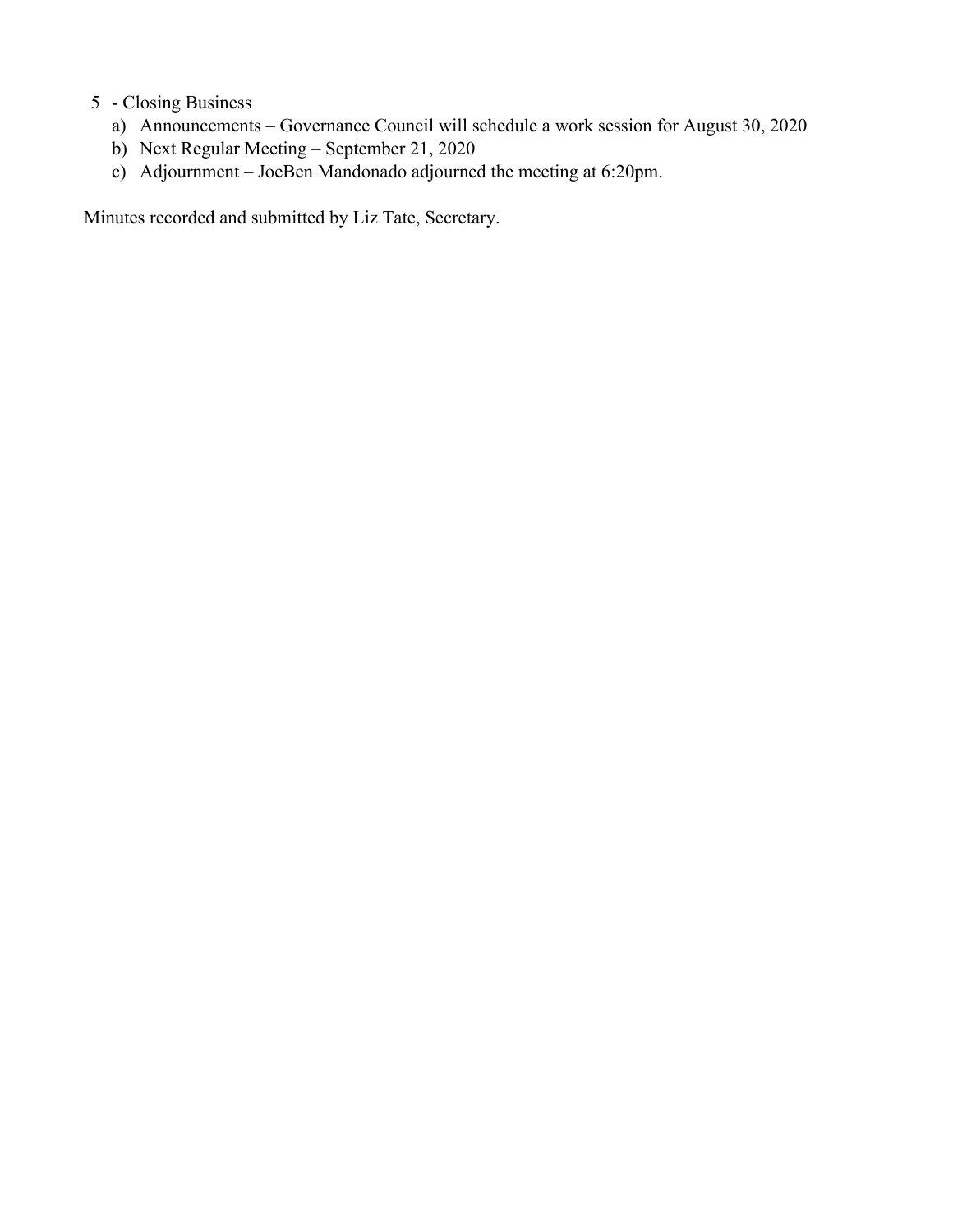5 - Closing Business

a) Announcements – Governance Council will schedule a work session for August 30, 2020
b) Next Regular Meeting – September 21, 2020
c) Adjournment – JoeBen Mandonado adjourned the meeting at 6:20pm.

Minutes recorded and submitted by Liz Tate, Secretary.